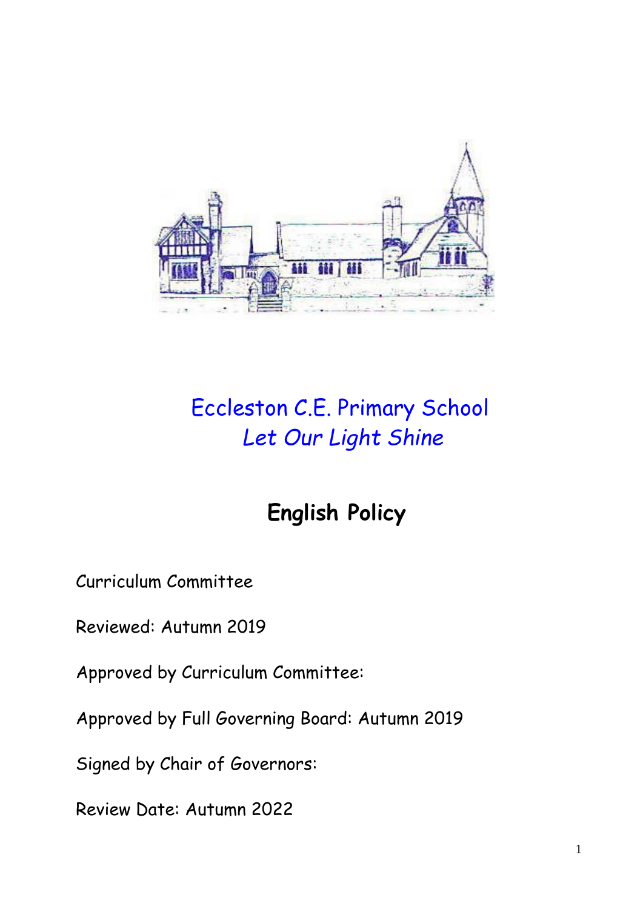# Eccleston C.E. Primary School

*Let Our Light Shine*

## English Policy

Curriculum Committee

Reviewed: Autumn 2019

Approved by Curriculum Committee:

Approved by Full Governing Board: Autumn 2019

Signed by Chair of Governors:

Review Date: Autumn 2022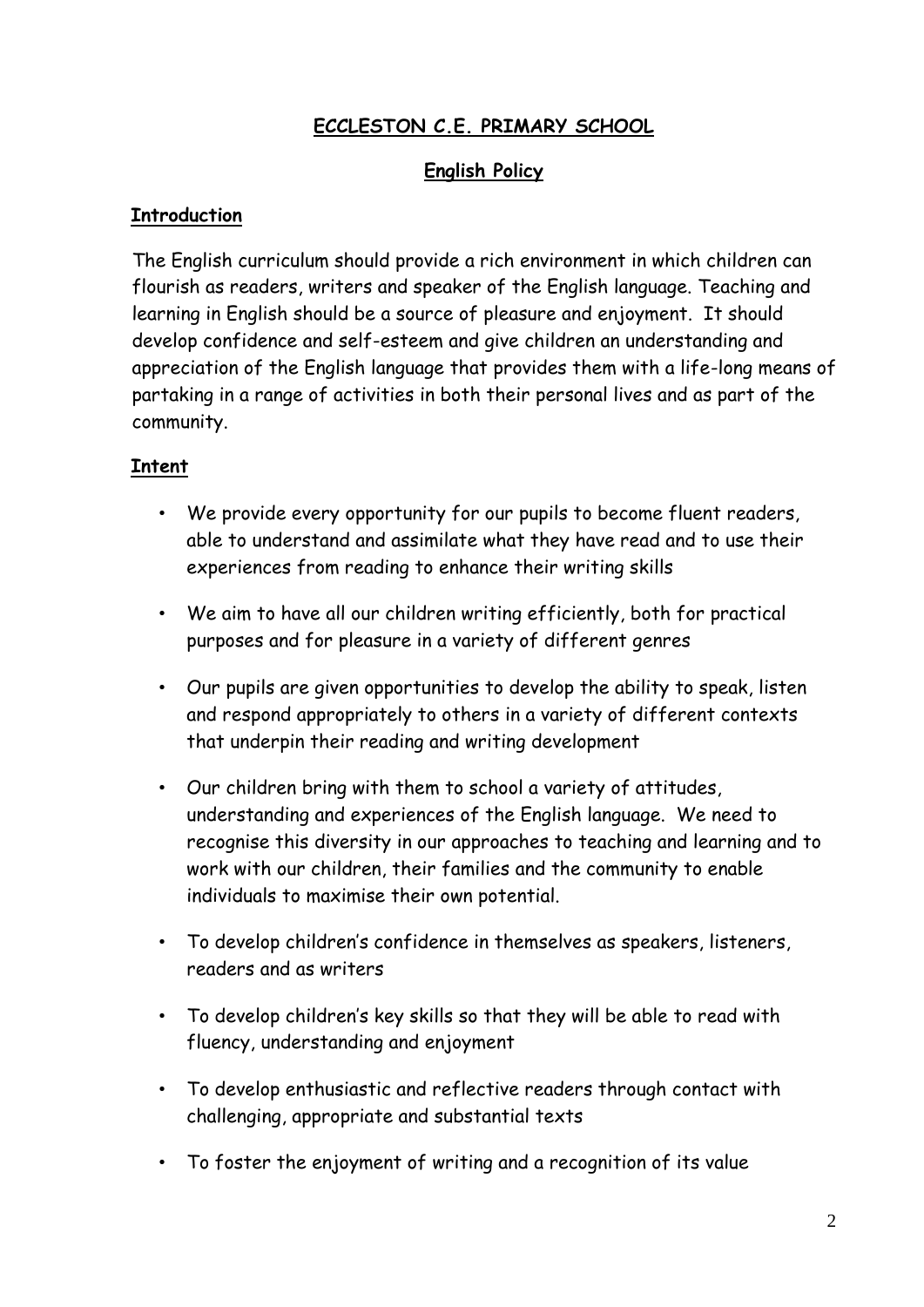# ECCLESTON C.E. PRIMARY SCHOOL

## English Policy

### Introduction

The English curriculum should provide a rich environment in which children can flourish as readers, writers and speaker of the English language. Teaching and learning in English should be a source of pleasure and enjoyment. It should develop confidence and self-esteem and give children an understanding and appreciation of the English language that provides them with a life-long means of partaking in a range of activities in both their personal lives and as part of the community.

### Intent

- We provide every opportunity for our pupils to become fluent readers, able to understand and assimilate what they have read and to use their experiences from reading to enhance their writing skills
- We aim to have all our children writing efficiently, both for practical purposes and for pleasure in a variety of different genres
- Our pupils are given opportunities to develop the ability to speak, listen and respond appropriately to others in a variety of different contexts that underpin their reading and writing development
- Our children bring with them to school a variety of attitudes, understanding and experiences of the English language. We need to recognise this diversity in our approaches to teaching and learning and to work with our children, their families and the community to enable individuals to maximise their own potential.
- To develop children's confidence in themselves as speakers, listeners, readers and as writers
- To develop children's key skills so that they will be able to read with fluency, understanding and enjoyment
- To develop enthusiastic and reflective readers through contact with challenging, appropriate and substantial texts
- To foster the enjoyment of writing and a recognition of its value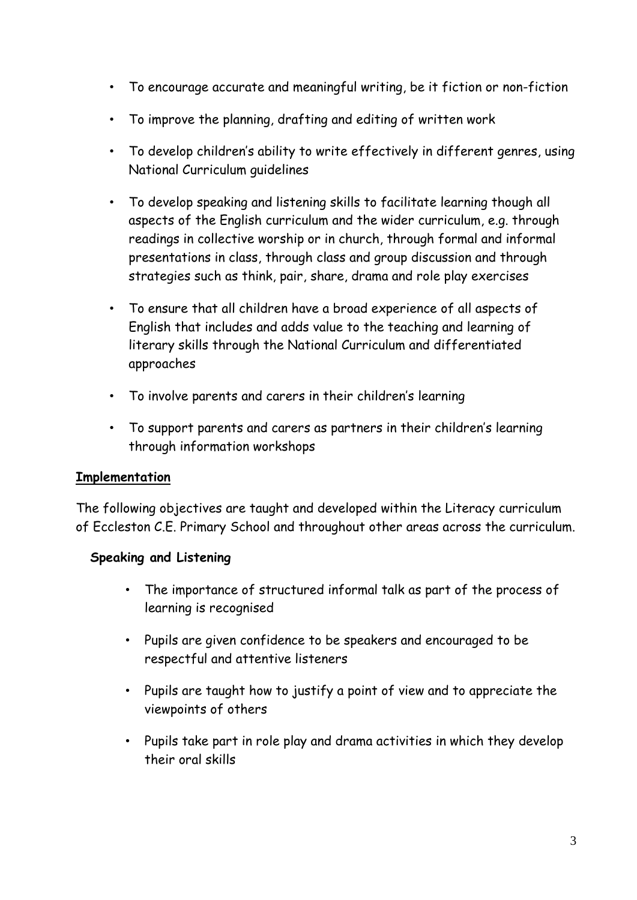- To encourage accurate and meaningful writing, be it fiction or non-fiction
- To improve the planning, drafting and editing of written work
- To develop children's ability to write effectively in different genres, using National Curriculum guidelines
- To develop speaking and listening skills to facilitate learning though all aspects of the English curriculum and the wider curriculum, e.g. through readings in collective worship or in church, through formal and informal presentations in class, through class and group discussion and through strategies such as think, pair, share, drama and role play exercises
- To ensure that all children have a broad experience of all aspects of English that includes and adds value to the teaching and learning of literary skills through the National Curriculum and differentiated approaches
- To involve parents and carers in their children's learning
- To support parents and carers as partners in their children's learning through information workshops

## Implementation

The following objectives are taught and developed within the Literacy curriculum of Eccleston C.E. Primary School and throughout other areas across the curriculum.

### Speaking and Listening

- The importance of structured informal talk as part of the process of learning is recognised
- Pupils are given confidence to be speakers and encouraged to be respectful and attentive listeners
- Pupils are taught how to justify a point of view and to appreciate the viewpoints of others
- Pupils take part in role play and drama activities in which they develop their oral skills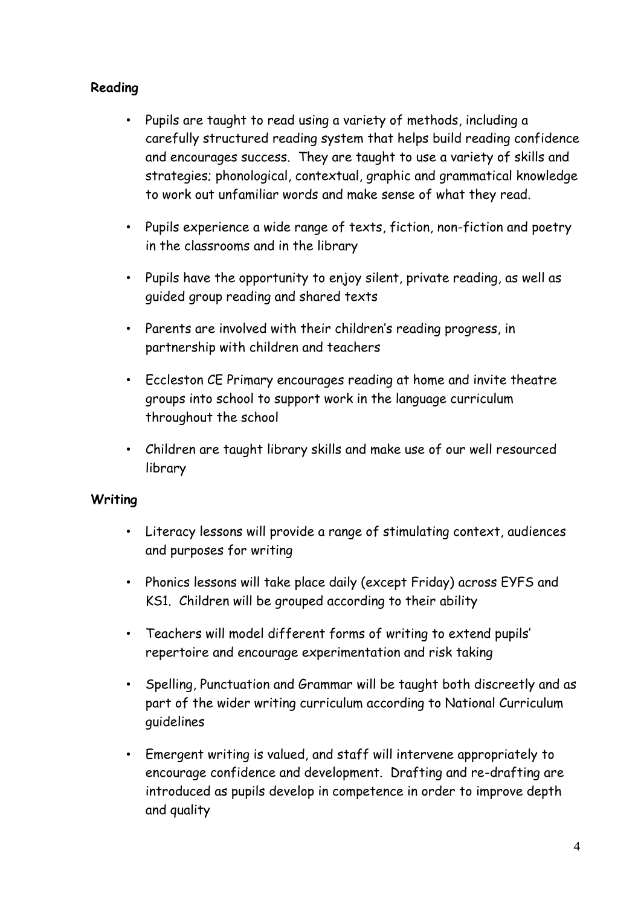**Reading**

- Pupils are taught to read using a variety of methods, including a carefully structured reading system that helps build reading confidence and encourages success. They are taught to use a variety of skills and strategies; phonological, contextual, graphic and grammatical knowledge to work out unfamiliar words and make sense of what they read.
- Pupils experience a wide range of texts, fiction, non-fiction and poetry in the classrooms and in the library
- Pupils have the opportunity to enjoy silent, private reading, as well as guided group reading and shared texts
- Parents are involved with their children's reading progress, in partnership with children and teachers
- Eccleston CE Primary encourages reading at home and invite theatre groups into school to support work in the language curriculum throughout the school
- Children are taught library skills and make use of our well resourced library

**Writing**

- Literacy lessons will provide a range of stimulating context, audiences and purposes for writing
- Phonics lessons will take place daily (except Friday) across EYFS and KS1. Children will be grouped according to their ability
- Teachers will model different forms of writing to extend pupils' repertoire and encourage experimentation and risk taking
- Spelling, Punctuation and Grammar will be taught both discreetly and as part of the wider writing curriculum according to National Curriculum guidelines
- Emergent writing is valued, and staff will intervene appropriately to encourage confidence and development. Drafting and re-drafting are introduced as pupils develop in competence in order to improve depth and quality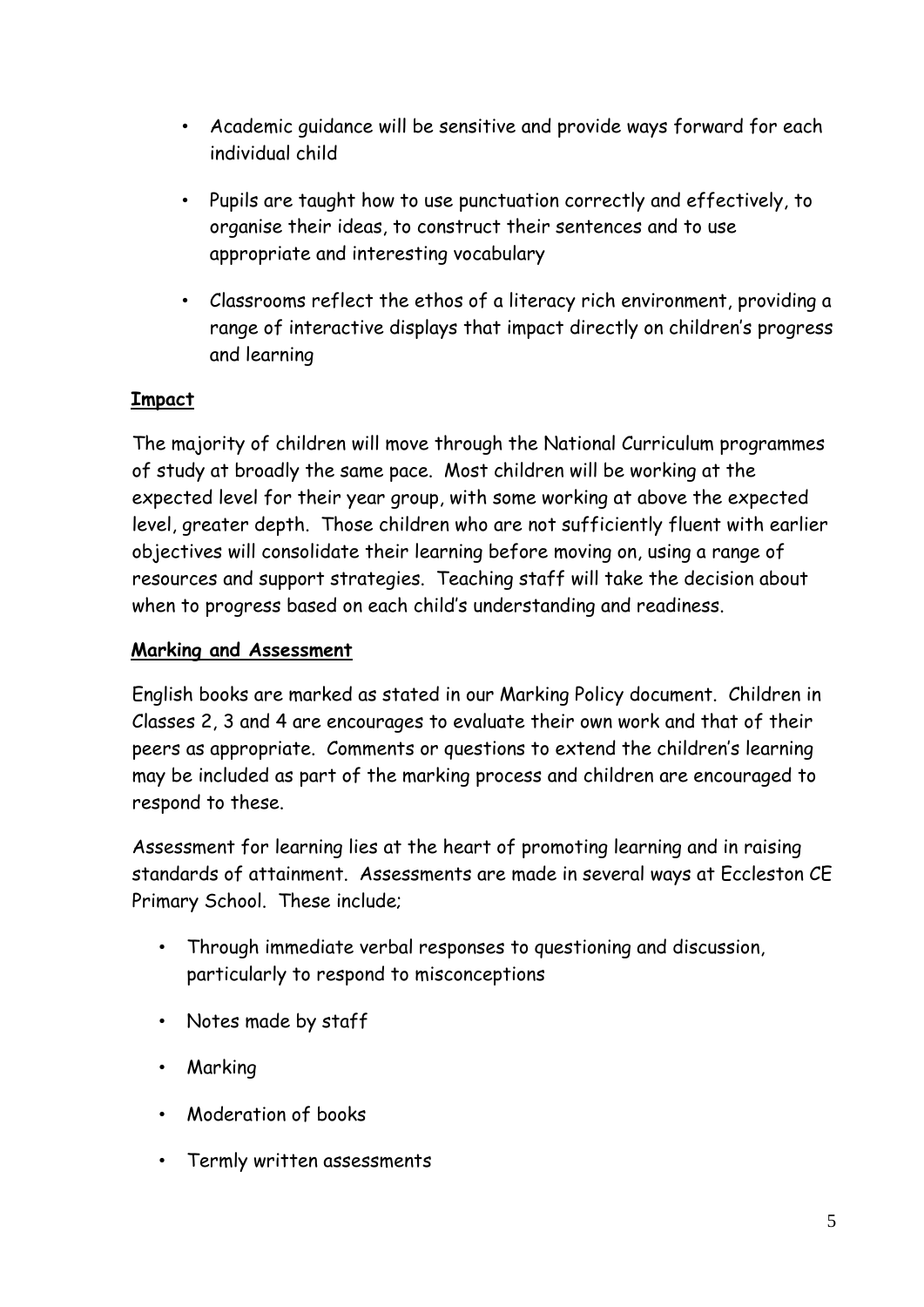- Academic guidance will be sensitive and provide ways forward for each individual child
- Pupils are taught how to use punctuation correctly and effectively, to organise their ideas, to construct their sentences and to use appropriate and interesting vocabulary
- Classrooms reflect the ethos of a literacy rich environment, providing a range of interactive displays that impact directly on children's progress and learning

**Impact**

The majority of children will move through the National Curriculum programmes of study at broadly the same pace. Most children will be working at the expected level for their year group, with some working at above the expected level, greater depth. Those children who are not sufficiently fluent with earlier objectives will consolidate their learning before moving on, using a range of resources and support strategies. Teaching staff will take the decision about when to progress based on each child's understanding and readiness.

**Marking and Assessment**

English books are marked as stated in our Marking Policy document. Children in Classes 2, 3 and 4 are encourages to evaluate their own work and that of their peers as appropriate. Comments or questions to extend the children's learning may be included as part of the marking process and children are encouraged to respond to these.

Assessment for learning lies at the heart of promoting learning and in raising standards of attainment. Assessments are made in several ways at Eccleston CE Primary School. These include;

- Through immediate verbal responses to questioning and discussion, particularly to respond to misconceptions
- Notes made by staff
- Marking
- Moderation of books
- Termly written assessments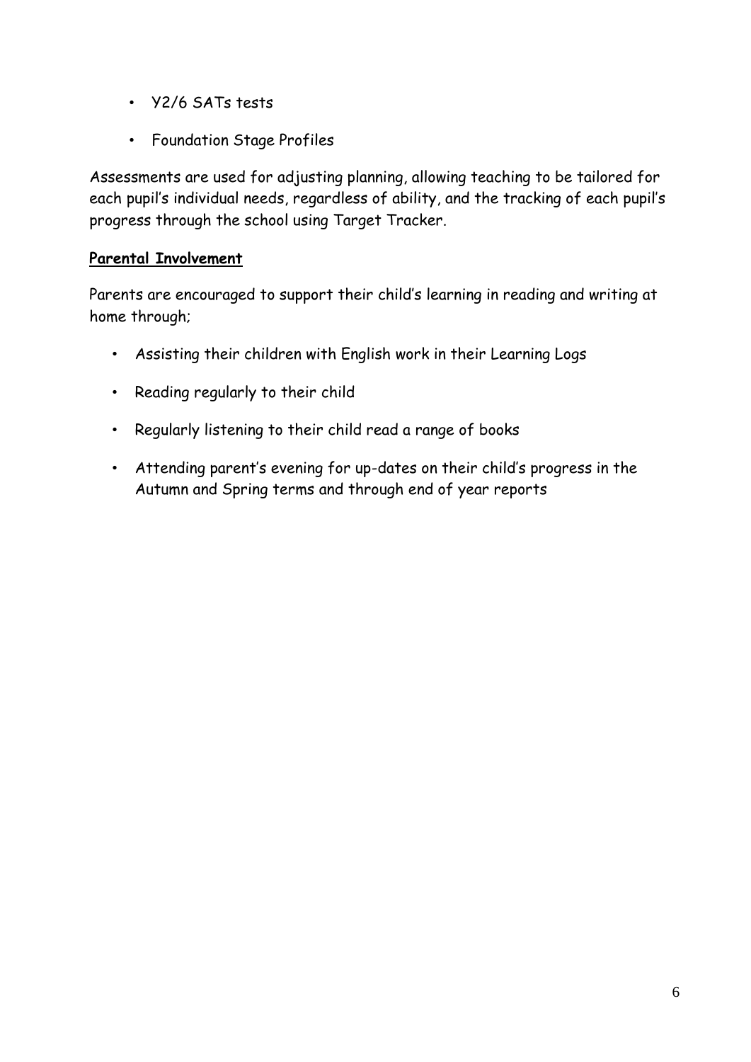- Y2/6 SATs tests
- Foundation Stage Profiles

Assessments are used for adjusting planning, allowing teaching to be tailored for each pupil's individual needs, regardless of ability, and the tracking of each pupil's progress through the school using Target Tracker.

**Parental Involvement**

Parents are encouraged to support their child's learning in reading and writing at home through;

- Assisting their children with English work in their Learning Logs
- Reading regularly to their child
- Regularly listening to their child read a range of books
- Attending parent's evening for up-dates on their child's progress in the Autumn and Spring terms and through end of year reports